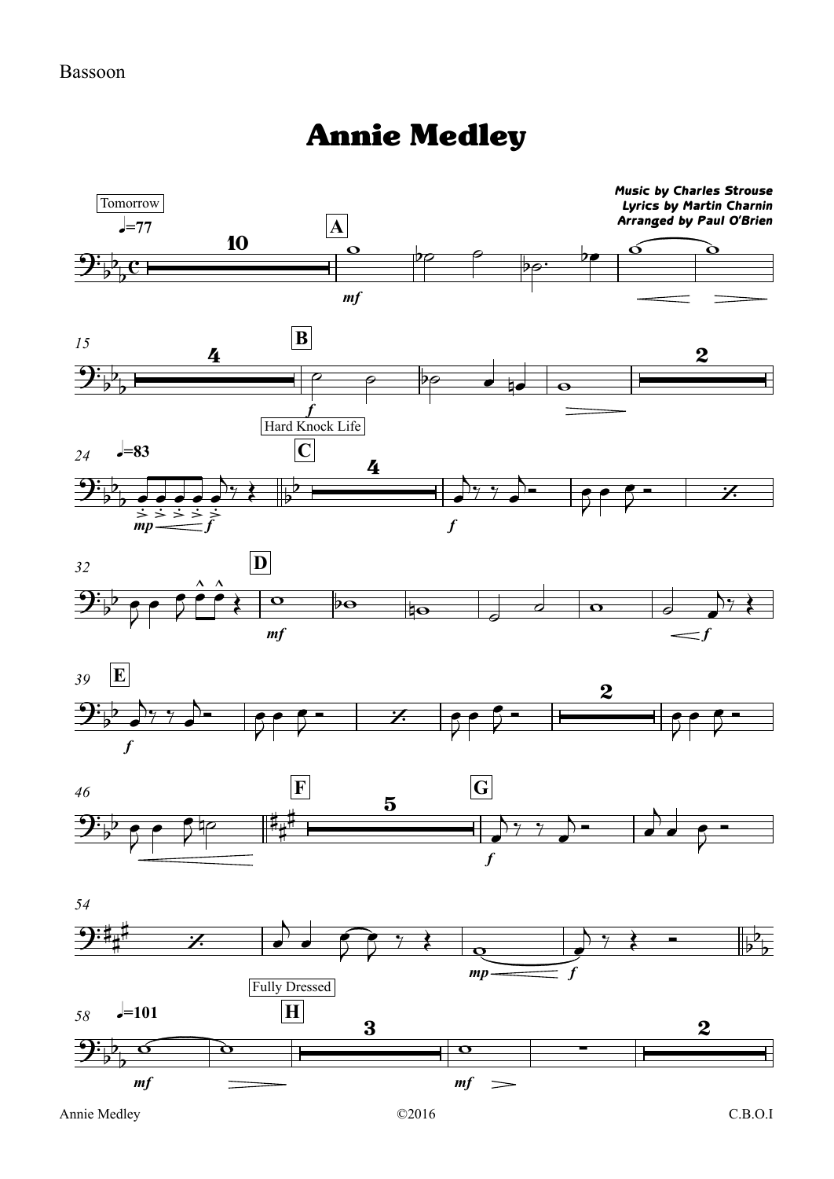Bassoon

# Annie Medley

***Music by Charles Strouse***
***Lyrics by Martin Charnin***
***Arranged by Paul O'Brien***

Tomorrow

♩=77

Hard Knock Life

♩=83

Fully Dressed

♩=101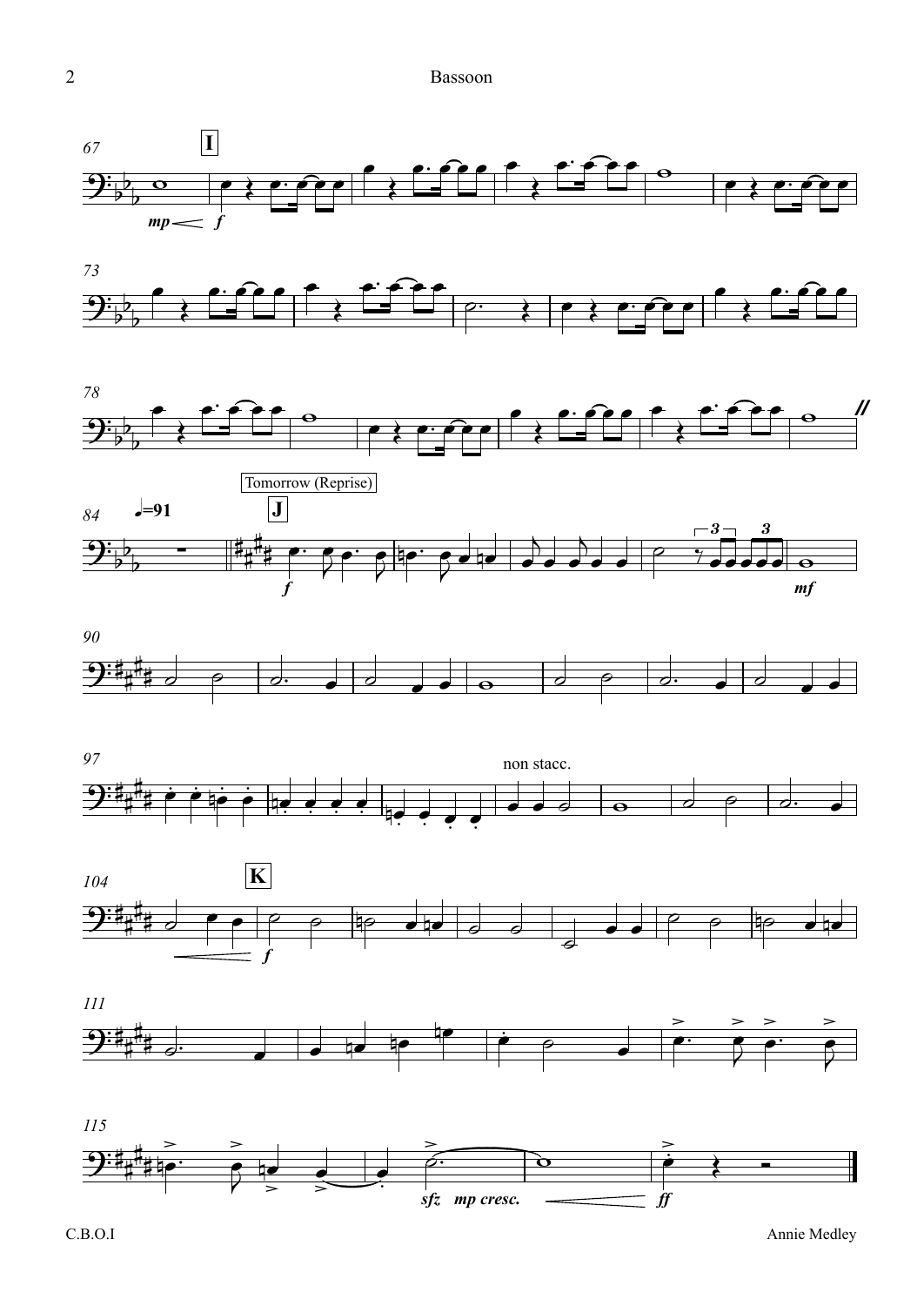Tomorrow (Reprise)

non stacc.